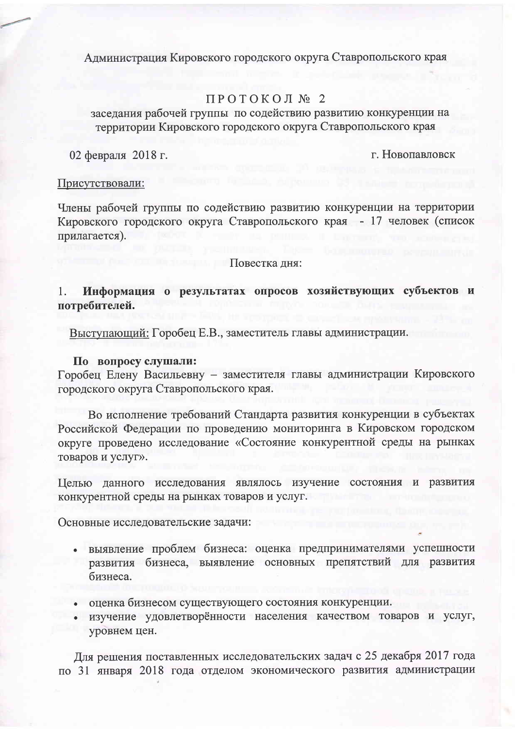Администрация Кировского городского округа Ставропольского края

# П Р О Т О К О Л № 2

заседания рабочей группы по содействию развитию конкуренции на территории Кировского городского округа Ставропольского края

02 февраля 2018 г. г. Новопавловск

Присутствовали:

Члены рабочей группы по содействию развитию конкуренции на территории Кировского городского округа Ставропольского края - 17 человек (список прилагается).

Повестка дня:

1. **Информация о результатах опросов хозяйствующих субъектов и потребителей.**

Выступающий: Горобец Е.В., заместитель главы администрации.

**По вопросу слушали:**

Горобец Елену Васильевну – заместителя главы администрации Кировского городского округа Ставропольского края.

Во исполнение требований Стандарта развития конкуренции в субъектах Российской Федерации по проведению мониторинга в Кировском городском округе проведено исследование «Состояние конкурентной среды на рынках товаров и услуг».

Целью данного исследования являлось изучение состояния и развития конкурентной среды на рынках товаров и услуг.

Основные исследовательские задачи:

- выявление проблем бизнеса: оценка предпринимателями успешности развития бизнеса, выявление основных препятствий для развития бизнеса.
- оценка бизнесом существующего состояния конкуренции.
- изучение удовлетворённости населения качеством товаров и услуг, уровнем цен.

Для решения поставленных исследовательских задач с 25 декабря 2017 года по 31 января 2018 года отделом экономического развития администрации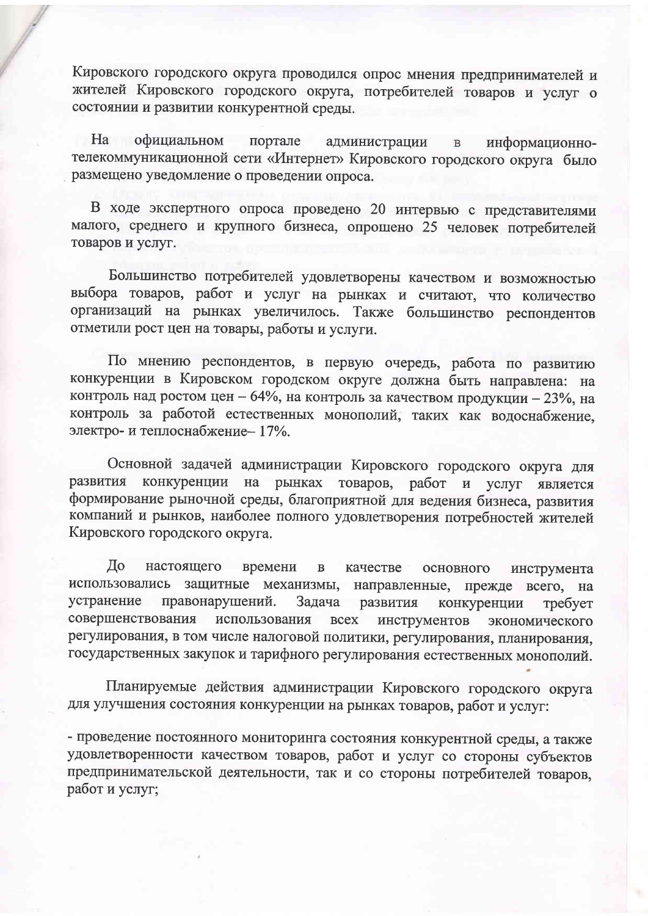Кировского городского округа проводился опрос мнения предпринимателей и жителей Кировского городского округа, потребителей товаров и услуг о состоянии и развитии конкурентной среды.

На официальном портале администрации в информационно-телекоммуникационной сети «Интернет» Кировского городского округа было размещено уведомление о проведении опроса.

В ходе экспертного опроса проведено 20 интервью с представителями малого, среднего и крупного бизнеса, опрошено 25 человек потребителей товаров и услуг.

Большинство потребителей удовлетворены качеством и возможностью выбора товаров, работ и услуг на рынках и считают, что количество организаций на рынках увеличилось. Также большинство респондентов отметили рост цен на товары, работы и услуги.

По мнению респондентов, в первую очередь, работа по развитию конкуренции в Кировском городском округе должна быть направлена: на контроль над ростом цен – 64%, на контроль за качеством продукции – 23%, на контроль за работой естественных монополий, таких как водоснабжение, электро- и теплоснабжение– 17%.

Основной задачей администрации Кировского городского округа для развития конкуренции на рынках товаров, работ и услуг является формирование рыночной среды, благоприятной для ведения бизнеса, развития компаний и рынков, наиболее полного удовлетворения потребностей жителей Кировского городского округа.

До настоящего времени в качестве основного инструмента использовались защитные механизмы, направленные, прежде всего, на устранение правонарушений. Задача развития конкуренции требует совершенствования использования всех инструментов экономического регулирования, в том числе налоговой политики, регулирования, планирования, государственных закупок и тарифного регулирования естественных монополий.

Планируемые действия администрации Кировского городского округа для улучшения состояния конкуренции на рынках товаров, работ и услуг:

- проведение постоянного мониторинга состояния конкурентной среды, а также удовлетворенности качеством товаров, работ и услуг со стороны субъектов предпринимательской деятельности, так и со стороны потребителей товаров, работ и услуг;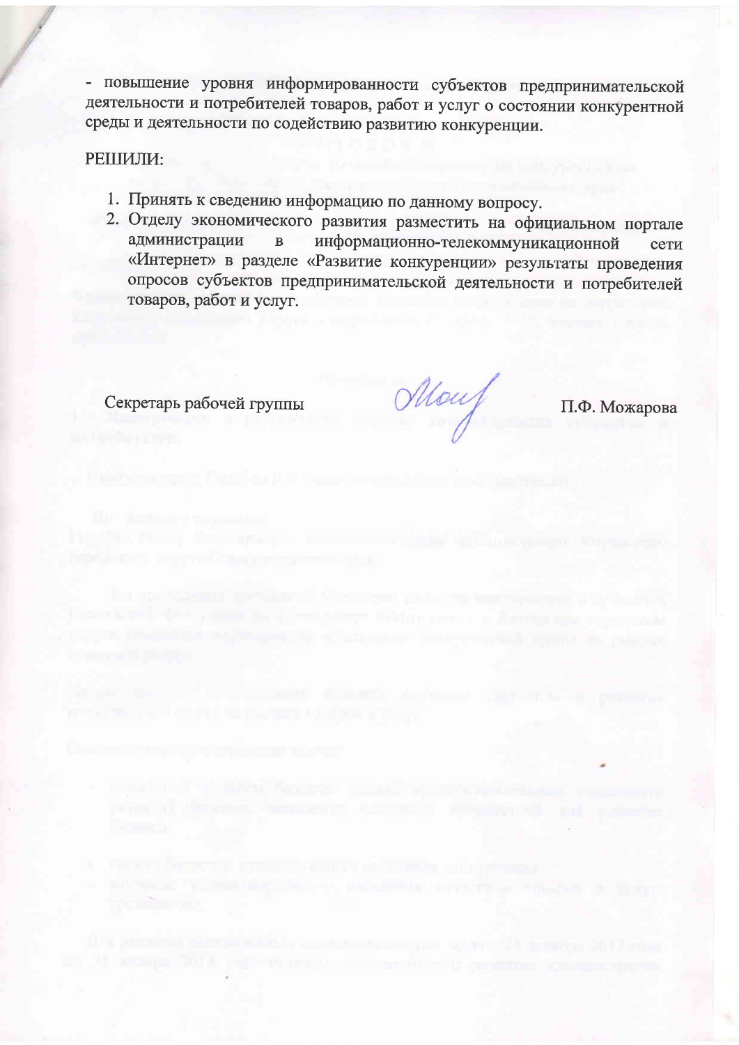- повышение уровня информированности субъектов предпринимательской деятельности и потребителей товаров, работ и услуг о состоянии конкурентной среды и деятельности по содействию развитию конкуренции.

РЕШИЛИ:

1. Принять к сведению информацию по данному вопросу.
2. Отделу экономического развития разместить на официальном портале администрации в информационно-телекоммуникационной сети «Интернет» в разделе «Развитие конкуренции» результаты проведения опросов субъектов предпринимательской деятельности и потребителей товаров, работ и услуг.

Секретарь рабочей группы П.Ф. Можарова